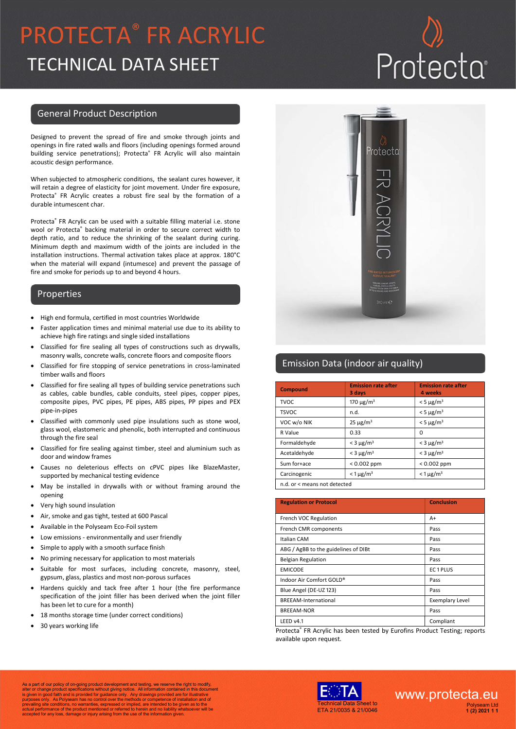# PROTECTA® FR ACRYLIC

# TECHNICAL DATA SHEET

## General Product Description

Designed to prevent the spread of fire and smoke through joints and openings in fire rated walls and floors (including openings formed around building service penetrations); Protecta® FR Acrylic will also maintain acoustic design performance.

When subjected to atmospheric conditions, the sealant cures however, it will retain a degree of elasticity for joint movement. Under fire exposure, Protecta® FR Acrylic creates a robust fire seal by the formation of a durable intumescent char.

Protecta® FR Acrylic can be used with a suitable filling material i.e. stone wool or Protecta® backing material in order to secure correct width to depth ratio, and to reduce the shrinking of the sealant during curing. Minimum depth and maximum width of the joints are included in the installation instructions. Thermal activation takes place at approx. 180°C when the material will expand (intumesce) and prevent the passage of fire and smoke for periods up to and beyond 4 hours.

## Properties

- High end formula, certified in most countries Worldwide
- Faster application times and minimal material use due to its ability to achieve high fire ratings and single sided installations
- Classified for fire sealing all types of constructions such as drywalls, masonry walls, concrete walls, concrete floors and composite floors
- Classified for fire stopping of service penetrations in cross-laminated timber walls and floors
- Classified for fire sealing all types of building service penetrations such as cables, cable bundles, cable conduits, steel pipes, copper pipes, composite pipes, PVC pipes, PE pipes, ABS pipes, PP pipes and PEX pipe-in-pipes
- Classified with commonly used pipe insulations such as stone wool, glass wool, elastomeric and phenolic, both interrupted and continuous through the fire seal
- Classified for fire sealing against timber, steel and aluminium such as door and window frames
- Causes no deleterious effects on cPVC pipes like BlazeMaster, supported by mechanical testing evidence
- May be installed in drywalls with or without framing around the opening
- Very high sound insulation
- Air, smoke and gas tight, tested at 600 Pascal
- Available in the Polyseam Eco-Foil system
- Low emissions - environmentally and user friendly
- Simple to apply with a smooth surface finish
- No priming necessary for application to most materials
- Suitable for most surfaces, including concrete, masonry, steel, gypsum, glass, plastics and most non-porous surfaces
- Hardens quickly and tack free after 1 hour (the fire performance specification of the joint filler has been derived when the joint filler has been let to cure for a month)
- 18 months storage time (under correct conditions)
- 30 years working life

## Emission Data (indoor air quality)

| Compound | Emission rate after 3 days | Emission rate after 4 weeks |
|---|---|---|
| TVOC | 170 μg/m³ | < 5 μg/m³ |
| TSVOC | n.d. | < 5 μg/m³ |
| VOC w/o NIK | 25 μg/m³ | < 5 μg/m³ |
| R Value | 0.33 | 0 |
| Formaldehyde | < 3 μg/m³ | < 3 μg/m³ |
| Acetaldehyde | < 3 μg/m³ | < 3 μg/m³ |
| Sum for+ace | < 0.002 ppm | < 0.002 ppm |
| Carcinogenic | < 1 μg/m³ | < 1 μg/m³ |
| n.d. or < means not detected | | |

| Regulation or Protocol | Conclusion |
|---|---|
| French VOC Regulation | A+ |
| French CMR components | Pass |
| Italian CAM | Pass |
| ABG / AgBB to the guidelines of DIBt | Pass |
| Belgian Regulation | Pass |
| EMICODE | EC 1 PLUS |
| Indoor Air Comfort GOLD® | Pass |
| Blue Angel (DE-UZ 123) | Pass |
| BREEAM-International | Exemplary Level |
| BREEAM-NOR | Pass |
| LEED v4.1 | Compliant |

Protecta® FR Acrylic has been tested by Eurofins Product Testing; reports available upon request.

As a part of our policy of on-going product development and testing, we reserve the right to modify, alter or change product specifications without giving notice. All information contained in this document is given in good faith and is provided for guidance only. Any drawings provided are for illustrative purposes only. As Polyseam has no control over the methods or competence of installation and of prevailing site conditions, no warranties, expressed or implied, are intended to be given as to the actual performance of the product mentioned or referred to herein and no liability whatsoever will be accepted for any loss, damage or injury arising from the use of the information given.

Technical Data Sheet to ETA 21/0035 & 21/0046

www.protecta.eu

Polyseam Ltd
1 (2) 2021 1 1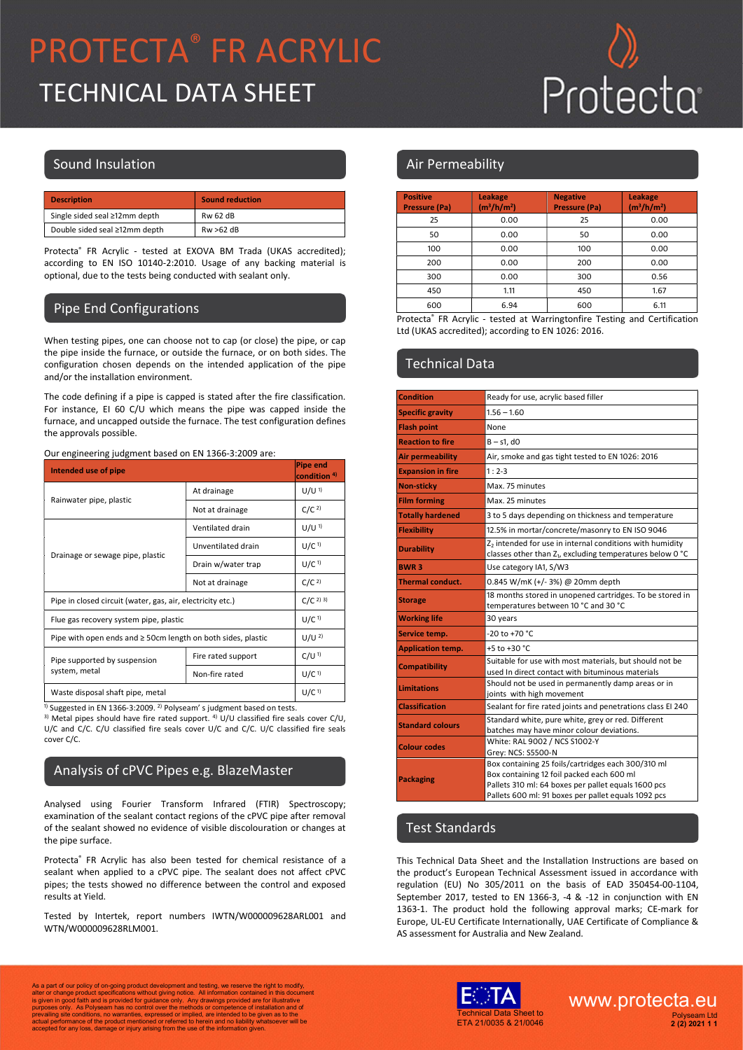# PROTECTA® FR ACRYLIC

# TECHNICAL DATA SHEET

## Sound Insulation

| Description | Sound reduction |
|---|---|
| Single sided seal ≥12mm depth | Rw 62 dB |
| Double sided seal ≥12mm depth | Rw >62 dB |

Protecta® FR Acrylic - tested at EXOVA BM Trada (UKAS accredited); according to EN ISO 10140-2:2010. Usage of any backing material is optional, due to the tests being conducted with sealant only.

## Pipe End Configurations

When testing pipes, one can choose not to cap (or close) the pipe, or cap the pipe inside the furnace, or outside the furnace, or on both sides. The configuration chosen depends on the intended application of the pipe and/or the installation environment.

The code defining if a pipe is capped is stated after the fire classification. For instance, EI 60 C/U which means the pipe was capped inside the furnace, and uncapped outside the furnace. The test configuration defines the approvals possible.

Our engineering judgment based on EN 1366-3:2009 are:

| Intended use of pipe | | Pipe end condition [4] |
|---|---|---|
| Rainwater pipe, plastic | At drainage | U/U [1] |
| | Not at drainage | C/C [2] |
| Drainage or sewage pipe, plastic | Ventilated drain | U/U [1] |
| | Unventilated drain | U/C [1] |
| | Drain w/water trap | U/C [1] |
| | Not at drainage | C/C [2] |
| Pipe in closed circuit (water, gas, air, electricity etc.) | | C/C [2] [3] |
| Flue gas recovery system pipe, plastic | | U/C [1] |
| Pipe with open ends and ≥ 50cm length on both sides, plastic | | U/U [2] |
| Pipe supported by suspension system, metal | Fire rated support | C/U [1] |
| | Non-fire rated | U/C [1] |
| Waste disposal shaft pipe, metal | | U/C [1] |

[1] Suggested in EN 1366-3:2009. [2] Polyseam' s judgment based on tests.
[3] Metal pipes should have fire rated support. [4] U/U classified fire seals cover C/U, U/C and C/C. C/U classified fire seals cover U/C and C/C. U/C classified fire seals cover C/C.

## Analysis of cPVC Pipes e.g. BlazeMaster

Analysed using Fourier Transform Infrared (FTIR) Spectroscopy; examination of the sealant contact regions of the cPVC pipe after removal of the sealant showed no evidence of visible discolouration or changes at the pipe surface.

Protecta® FR Acrylic has also been tested for chemical resistance of a sealant when applied to a cPVC pipe. The sealant does not affect cPVC pipes; the tests showed no difference between the control and exposed results at Yield.

Tested by Intertek, report numbers IWTN/W000009628ARL001 and WTN/W000009628RLM001.

## Air Permeability

| Positive Pressure (Pa) | Leakage ($m^3/h/m^2$) | Negative Pressure (Pa) | Leakage ($m^3/h/m^2$) |
|---|---|---|---|
| 25 | 0.00 | 25 | 0.00 |
| 50 | 0.00 | 50 | 0.00 |
| 100 | 0.00 | 100 | 0.00 |
| 200 | 0.00 | 200 | 0.00 |
| 300 | 0.00 | 300 | 0.56 |
| 450 | 1.11 | 450 | 1.67 |
| 600 | 6.94 | 600 | 6.11 |

Protecta® FR Acrylic - tested at Warringtonfire Testing and Certification Ltd (UKAS accredited); according to EN 1026: 2016.

## Technical Data

| | |
|---|---|
| Condition | Ready for use, acrylic based filler |
| Specific gravity | 1.56 – 1.60 |
| Flash point | None |
| Reaction to fire | B – s1, d0 |
| Air permeability | Air, smoke and gas tight tested to EN 1026: 2016 |
| Expansion in fire | 1 : 2-3 |
| Non-sticky | Max. 75 minutes |
| Film forming | Max. 25 minutes |
| Totally hardened | 3 to 5 days depending on thickness and temperature |
| Flexibility | 12.5% in mortar/concrete/masonry to EN ISO 9046 |
| Durability | $Z_2$ intended for use in internal conditions with humidity classes other than $Z_1$, excluding temperatures below 0 °C |
| BWR 3 | Use category IA1, S/W3 |
| Thermal conduct. | 0.845 W/mK (+/- 3%) @ 20mm depth |
| Storage | 18 months stored in unopened cartridges. To be stored in temperatures between 10 °C and 30 °C |
| Working life | 30 years |
| Service temp. | -20 to +70 °C |
| Application temp. | +5 to +30 °C |
| Compatibility | Suitable for use with most materials, but should not be used In direct contact with bituminous materials |
| Limitations | Should not be used in permanently damp areas or in joints with high movement |
| Classification | Sealant for fire rated joints and penetrations class EI 240 |
| Standard colours | Standard white, pure white, grey or red. Different batches may have minor colour deviations. |
| Colour codes | White: RAL 9002 / NCS S1002-Y<br>Grey: NCS: S5500-N |
| Packaging | Box containing 25 foils/cartridges each 300/310 ml<br>Box containing 12 foil packed each 600 ml<br>Pallets 310 ml: 64 boxes per pallet equals 1600 pcs<br>Pallets 600 ml: 91 boxes per pallet equals 1092 pcs |

## Test Standards

This Technical Data Sheet and the Installation Instructions are based on the product's European Technical Assessment issued in accordance with regulation (EU) No 305/2011 on the basis of EAD 350454-00-1104, September 2017, tested to EN 1366-3, -4 & -12 in conjunction with EN 1363-1. The product hold the following approval marks; CE-mark for Europe, UL-EU Certificate Internationally, UAE Certificate of Compliance & AS assessment for Australia and New Zealand.

As a part of our policy of on-going product development and testing, we reserve the right to modify, alter or change product specifications without giving notice. All information contained in this document is given in good faith and is provided for guidance only. Any drawings provided are for illustrative purposes only. As Polyseam has no control over the methods or competence of installation and of prevailing site conditions, no warranties, expressed or implied, are intended to be given as to the actual performance of the product mentioned or referred to herein and no liability whatsoever will be accepted for any loss, damage or injury arising from the use of the information given.

Technical Data Sheet to ETA 21/0035 & 21/0046

www.protecta.eu

Polyseam Ltd
2 (2) 2021 1 1